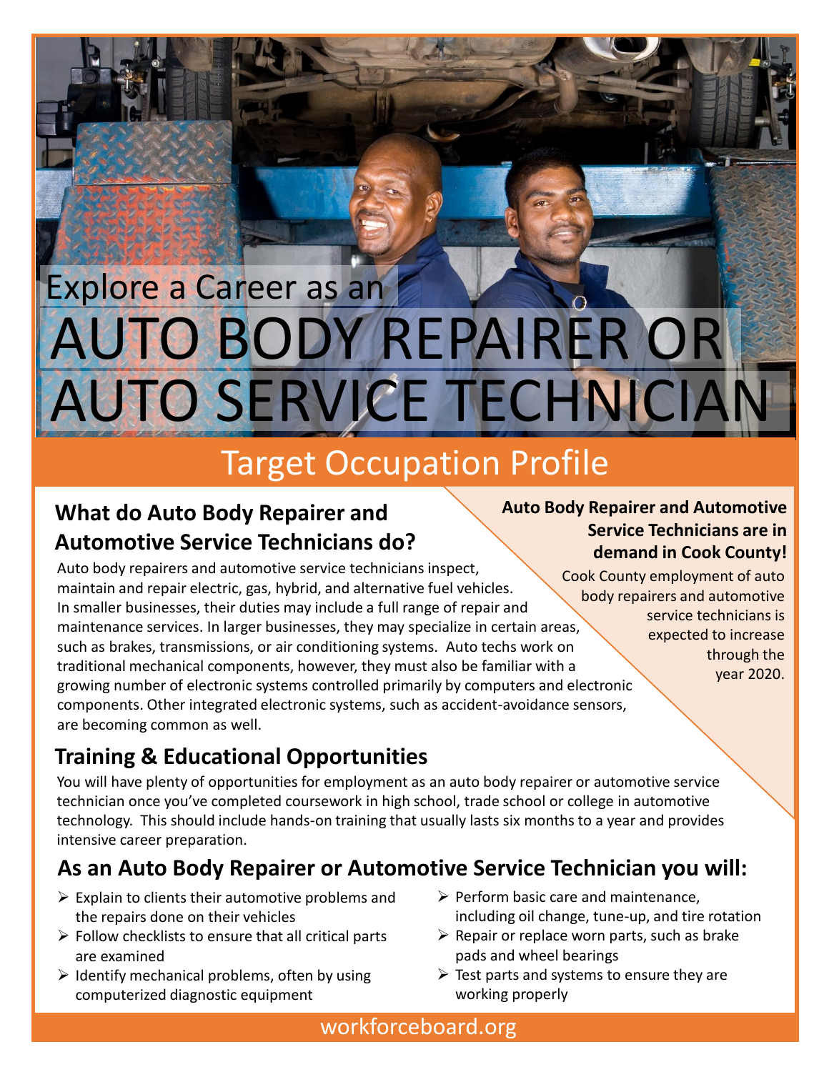Explore a Career as an

# AUTO BODY REPAIRER OR AUTO SERVICE TECHNICIAN

## Target Occupation Profile

### What do Auto Body Repairer and Automotive Service Technicians do?

Auto body repairers and automotive service technicians inspect, maintain and repair electric, gas, hybrid, and alternative fuel vehicles. In smaller businesses, their duties may include a full range of repair and maintenance services. In larger businesses, they may specialize in certain areas, such as brakes, transmissions, or air conditioning systems. Auto techs work on traditional mechanical components, however, they must also be familiar with a growing number of electronic systems controlled primarily by computers and electronic components. Other integrated electronic systems, such as accident-avoidance sensors, are becoming common as well.

**Auto Body Repairer and Automotive Service Technicians are in demand in Cook County!**

Cook County employment of auto body repairers and automotive service technicians is expected to increase through the year 2020.

### Training & Educational Opportunities

You will have plenty of opportunities for employment as an auto body repairer or automotive service technician once you've completed coursework in high school, trade school or college in automotive technology. This should include hands-on training that usually lasts six months to a year and provides intensive career preparation.

### As an Auto Body Repairer or Automotive Service Technician you will:

- Explain to clients their automotive problems and the repairs done on their vehicles
- Follow checklists to ensure that all critical parts are examined
- Identify mechanical problems, often by using computerized diagnostic equipment
- Perform basic care and maintenance, including oil change, tune-up, and tire rotation
- Repair or replace worn parts, such as brake pads and wheel bearings
- Test parts and systems to ensure they are working properly

workforceboard.org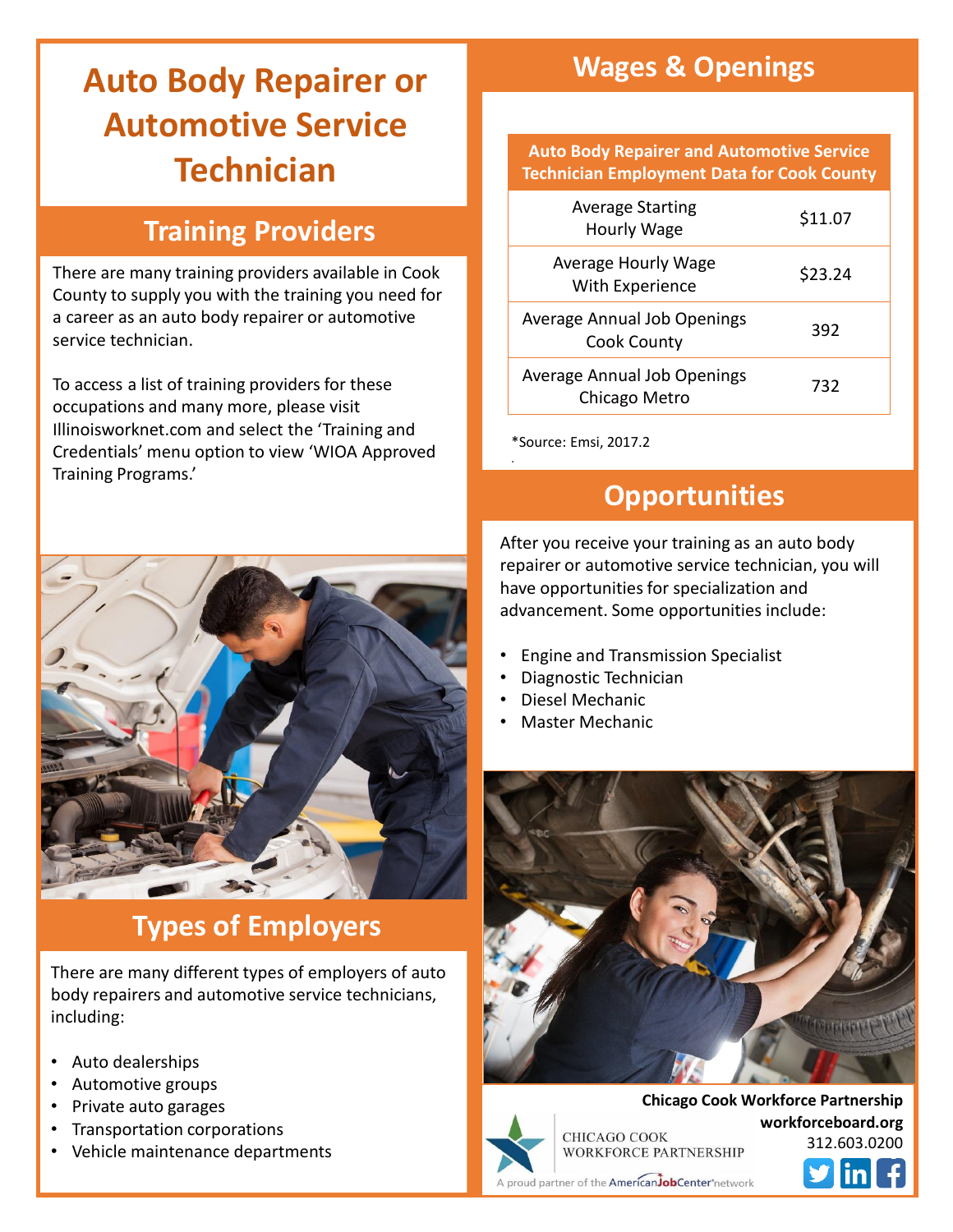# Auto Body Repairer or Automotive Service Technician

## Training Providers

There are many training providers available in Cook County to supply you with the training you need for a career as an auto body repairer or automotive service technician.

To access a list of training providers for these occupations and many more, please visit Illinoisworknet.com and select the 'Training and Credentials' menu option to view 'WIOA Approved Training Programs.'

## Types of Employers

There are many different types of employers of auto body repairers and automotive service technicians, including:

- Auto dealerships
- Automotive groups
- Private auto garages
- Transportation corporations
- Vehicle maintenance departments

## Wages & Openings

| Auto Body Repairer and Automotive Service Technician Employment Data for Cook County | |
|---|---|
| Average Starting Hourly Wage | $11.07 |
| Average Hourly Wage With Experience | $23.24 |
| Average Annual Job Openings Cook County | 392 |
| Average Annual Job Openings Chicago Metro | 732 |

*Source: Emsi, 2017.2

## Opportunities

After you receive your training as an auto body repairer or automotive service technician, you will have opportunities for specialization and advancement. Some opportunities include:

- Engine and Transmission Specialist
- Diagnostic Technician
- Diesel Mechanic
- Master Mechanic

**Chicago Cook Workforce Partnership**
**workforceboard.org**
312.603.0200

CHICAGO COOK WORKFORCE PARTNERSHIP
A proud partner of the AmericanJobCenter network